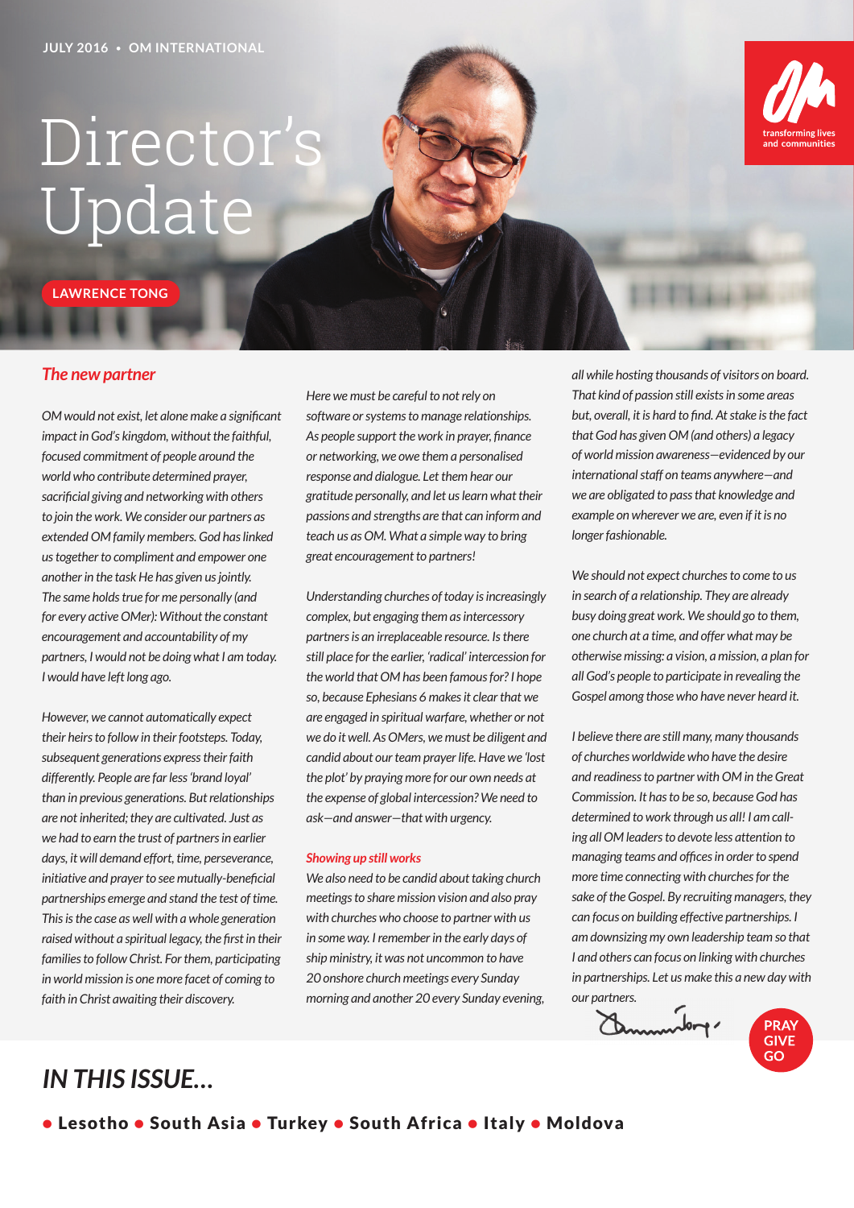JULY 2016 • OM INTERNATIONAL

# Director's Update

LAWRENCE TONG

transforming lives and communities

## *The new partner*

*OM would not exist, let alone make a significant impact in God's kingdom, without the faithful, focused commitment of people around the world who contribute determined prayer, sacrificial giving and networking with others to join the work. We consider our partners as extended OM family members. God has linked us together to compliment and empower one another in the task He has given us jointly. The same holds true for me personally (and for every active OMer): Without the constant encouragement and accountability of my partners, I would not be doing what I am today. I would have left long ago.*

*However, we cannot automatically expect their heirs to follow in their footsteps. Today, subsequent generations express their faith differently. People are far less 'brand loyal' than in previous generations. But relationships are not inherited; they are cultivated. Just as we had to earn the trust of partners in earlier days, it will demand effort, time, perseverance, initiative and prayer to see mutually-beneficial partnerships emerge and stand the test of time. This is the case as well with a whole generation raised without a spiritual legacy, the first in their families to follow Christ. For them, participating in world mission is one more facet of coming to faith in Christ awaiting their discovery.*

*Here we must be careful to not rely on software or systems to manage relationships. As people support the work in prayer, finance or networking, we owe them a personalised response and dialogue. Let them hear our gratitude personally, and let us learn what their passions and strengths are that can inform and teach us as OM. What a simple way to bring great encouragement to partners!*

*Understanding churches of today is increasingly complex, but engaging them as intercessory partners is an irreplaceable resource. Is there still place for the earlier, 'radical' intercession for the world that OM has been famous for? I hope so, because Ephesians 6 makes it clear that we are engaged in spiritual warfare, whether or not we do it well. As OMers, we must be diligent and candid about our team prayer life. Have we 'lost the plot' by praying more for our own needs at the expense of global intercession? We need to ask—and answer—that with urgency.*

### *Showing up still works*

*We also need to be candid about taking church meetings to share mission vision and also pray with churches who choose to partner with us in some way. I remember in the early days of ship ministry, it was not uncommon to have 20 onshore church meetings every Sunday morning and another 20 every Sunday evening, all while hosting thousands of visitors on board. That kind of passion still exists in some areas but, overall, it is hard to find. At stake is the fact that God has given OM (and others) a legacy of world mission awareness—evidenced by our international staff on teams anywhere—and we are obligated to pass that knowledge and example on wherever we are, even if it is no longer fashionable.*

*We should not expect churches to come to us in search of a relationship. They are already busy doing great work. We should go to them, one church at a time, and offer what may be otherwise missing: a vision, a mission, a plan for all God's people to participate in revealing the Gospel among those who have never heard it.*

*I believe there are still many, many thousands of churches worldwide who have the desire and readiness to partner with OM in the Great Commission. It has to be so, because God has determined to work through us all! I am calling all OM leaders to devote less attention to managing teams and offices in order to spend more time connecting with churches for the sake of the Gospel. By recruiting managers, they can focus on building effective partnerships. I am downsizing my own leadership team so that I and others can focus on linking with churches in partnerships. Let us make this a new day with our partners.*

PRAY GIVE GO

## *IN THIS ISSUE...*

• Lesotho • South Asia • Turkey • South Africa • Italy • Moldova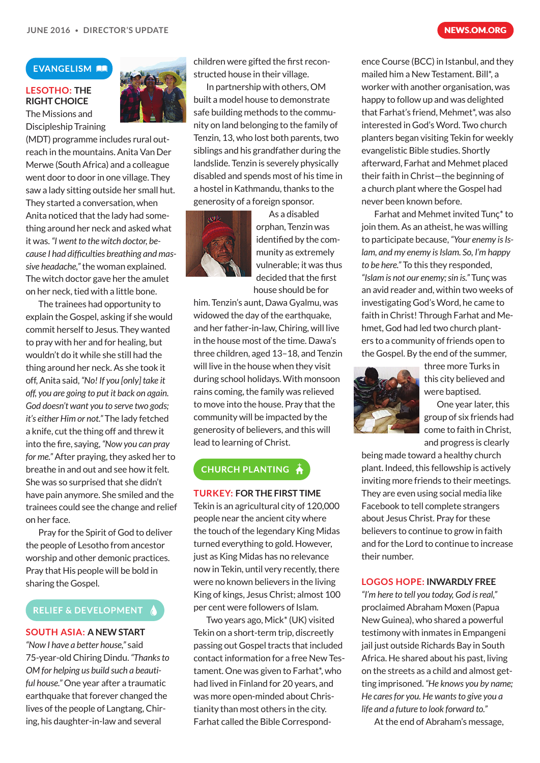## EVANGELISM

### LESOTHO: THE RIGHT CHOICE

The Missions and Discipleship Training (MDT) programme includes rural outreach in the mountains. Anita Van Der Merwe (South Africa) and a colleague went door to door in one village. They saw a lady sitting outside her small hut. They started a conversation, when Anita noticed that the lady had something around her neck and asked what it was. *"I went to the witch doctor, because I had difficulties breathing and massive headache,"* the woman explained. The witch doctor gave her the amulet on her neck, tied with a little bone.

The trainees had opportunity to explain the Gospel, asking if she would commit herself to Jesus. They wanted to pray with her and for healing, but wouldn't do it while she still had the thing around her neck. As she took it off, Anita said, *"No! If you [only] take it off, you are going to put it back on again. God doesn't want you to serve two gods; it's either Him or not."* The lady fetched a knife, cut the thing off and threw it into the fire, saying, *"Now you can pray for me."* After praying, they asked her to breathe in and out and see how it felt. She was so surprised that she didn't have pain anymore. She smiled and the trainees could see the change and relief on her face.

Pray for the Spirit of God to deliver the people of Lesotho from ancestor worship and other demonic practices. Pray that His people will be bold in sharing the Gospel.

## RELIEF & DEVELOPMENT

### SOUTH ASIA: A NEW START

*"Now I have a better house,"* said 75-year-old Chiring Dindu. *"Thanks to OM for helping us build such a beautiful house."* One year after a traumatic earthquake that forever changed the lives of the people of Langtang, Chiring, his daughter-in-law and several children were gifted the first reconstructed house in their village.

In partnership with others, OM built a model house to demonstrate safe building methods to the community on land belonging to the family of Tenzin, 13, who lost both parents, two siblings and his grandfather during the landslide. Tenzin is severely physically disabled and spends most of his time in a hostel in Kathmandu, thanks to the generosity of a foreign sponsor.

As a disabled orphan, Tenzin was identified by the community as extremely vulnerable; it was thus decided that the first house should be for him. Tenzin's aunt, Dawa Gyalmu, was widowed the day of the earthquake, and her father-in-law, Chiring, will live in the house most of the time. Dawa's three children, aged 13–18, and Tenzin will live in the house when they visit during school holidays. With monsoon rains coming, the family was relieved to move into the house. Pray that the community will be impacted by the generosity of believers, and this will lead to learning of Christ.

## CHURCH PLANTING

### TURKEY: FOR THE FIRST TIME

Tekin is an agricultural city of 120,000 people near the ancient city where the touch of the legendary King Midas turned everything to gold. However, just as King Midas has no relevance now in Tekin, until very recently, there were no known believers in the living King of kings, Jesus Christ; almost 100 per cent were followers of Islam.

Two years ago, Mick* (UK) visited Tekin on a short-term trip, discreetly passing out Gospel tracts that included contact information for a free New Testament. One was given to Farhat*, who had lived in Finland for 20 years, and was more open-minded about Christianity than most others in the city. Farhat called the Bible Correspondence Course (BCC) in Istanbul, and they mailed him a New Testament. Bill*, a worker with another organisation, was happy to follow up and was delighted that Farhat's friend, Mehmet*, was also interested in God's Word. Two church planters began visiting Tekin for weekly evangelistic Bible studies. Shortly afterward, Farhat and Mehmet placed their faith in Christ—the beginning of a church plant where the Gospel had never been known before.

Farhat and Mehmet invited Tunç* to join them. As an atheist, he was willing to participate because, *"Your enemy is Islam, and my enemy is Islam. So, I'm happy to be here."* To this they responded, *"Islam is not our enemy; sin is."* Tunç was an avid reader and, within two weeks of investigating God's Word, he came to faith in Christ! Through Farhat and Mehmet, God had led two church planters to a community of friends open to the Gospel. By the end of the summer, three more Turks in this city believed and were baptised.

One year later, this group of six friends had come to faith in Christ, and progress is clearly being made toward a healthy church plant. Indeed, this fellowship is actively inviting more friends to their meetings. They are even using social media like Facebook to tell complete strangers about Jesus Christ. Pray for these believers to continue to grow in faith and for the Lord to continue to increase their number.

### LOGOS HOPE: INWARDLY FREE

*"I'm here to tell you today, God is real,"* proclaimed Abraham Moxen (Papua New Guinea), who shared a powerful testimony with inmates in Empangeni jail just outside Richards Bay in South Africa. He shared about his past, living on the streets as a child and almost getting imprisoned. *"He knows you by name; He cares for you. He wants to give you a life and a future to look forward to."*

At the end of Abraham's message,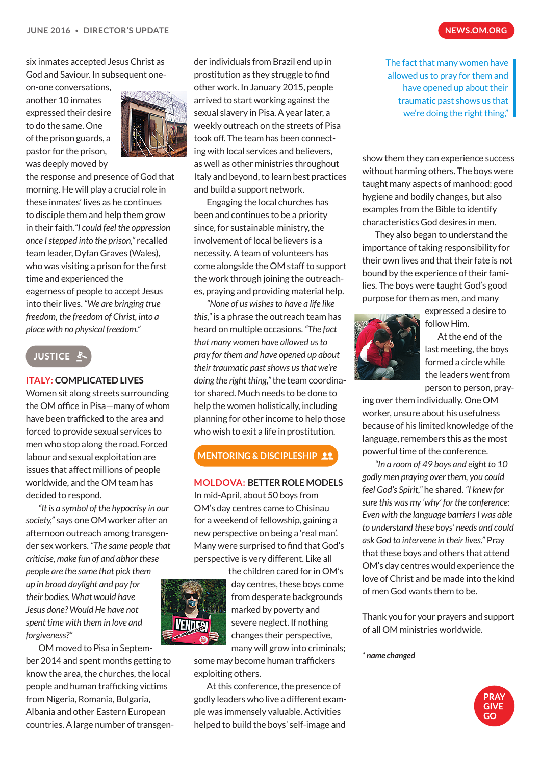six inmates accepted Jesus Christ as God and Saviour. In subsequent one-on-one conversations, another 10 inmates expressed their desire to do the same. One of the prison guards, a pastor for the prison, was deeply moved by the response and presence of God that morning. He will play a crucial role in these inmates' lives as he continues to disciple them and help them grow in their faith. *"I could feel the oppression once I stepped into the prison,"* recalled team leader, Dyfan Graves (Wales), who was visiting a prison for the first time and experienced the eagerness of people to accept Jesus into their lives. *"We are bringing true freedom, the freedom of Christ, into a place with no physical freedom."*

JUSTICE

## ITALY: COMPLICATED LIVES

Women sit along streets surrounding the OM office in Pisa—many of whom have been trafficked to the area and forced to provide sexual services to men who stop along the road. Forced labour and sexual exploitation are issues that affect millions of people worldwide, and the OM team has decided to respond.

*"It is a symbol of the hypocrisy in our society,"* says one OM worker after an afternoon outreach among transgender sex workers. *"The same people that criticise, make fun of and abhor these people are the same that pick them up in broad daylight and pay for their bodies. What would have Jesus done? Would He have not spent time with them in love and forgiveness?"*

OM moved to Pisa in September 2014 and spent months getting to know the area, the churches, the local people and human trafficking victims from Nigeria, Romania, Bulgaria, Albania and other Eastern European countries. A large number of transgender individuals from Brazil end up in prostitution as they struggle to find other work. In January 2015, people arrived to start working against the sexual slavery in Pisa. A year later, a weekly outreach on the streets of Pisa took off. The team has been connecting with local services and believers, as well as other ministries throughout Italy and beyond, to learn best practices and build a support network.

Engaging the local churches has been and continues to be a priority since, for sustainable ministry, the involvement of local believers is a necessity. A team of volunteers has come alongside the OM staff to support the work through joining the outreaches, praying and providing material help.

*"None of us wishes to have a life like this,"* is a phrase the outreach team has heard on multiple occasions. *"The fact that many women have allowed us to pray for them and have opened up about their traumatic past shows us that we're doing the right thing,"* the team coordinator shared. Much needs to be done to help the women holistically, including planning for other income to help those who wish to exit a life in prostitution.

> The fact that many women have allowed us to pray for them and have opened up about their traumatic past shows us that we're doing the right thing,"

MENTORING & DISCIPLESHIP

## MOLDOVA: BETTER ROLE MODELS

In mid-April, about 50 boys from OM's day centres came to Chisinau for a weekend of fellowship, gaining a new perspective on being a 'real man'. Many were surprised to find that God's perspective is very different. Like all the children cared for in OM's day centres, these boys come from desperate backgrounds marked by poverty and severe neglect. If nothing changes their perspective, many will grow into criminals; some may become human traffickers exploiting others.

At this conference, the presence of godly leaders who live a different example was immensely valuable. Activities helped to build the boys' self-image and show them they can experience success without harming others. The boys were taught many aspects of manhood: good hygiene and bodily changes, but also examples from the Bible to identify characteristics God desires in men.

They also began to understand the importance of taking responsibility for their own lives and that their fate is not bound by the experience of their families. The boys were taught God's good purpose for them as men, and many expressed a desire to follow Him.

At the end of the last meeting, the boys formed a circle while the leaders went from person to person, praying over them individually. One OM worker, unsure about his usefulness because of his limited knowledge of the language, remembers this as the most powerful time of the conference.

*"In a room of 49 boys and eight to 10 godly men praying over them, you could feel God's Spirit,"* he shared. *"I knew for sure this was my 'why' for the conference: Even with the language barriers I was able to understand these boys' needs and could ask God to intervene in their lives."* Pray that these boys and others that attend OM's day centres would experience the love of Christ and be made into the kind of men God wants them to be.

Thank you for your prayers and support of all OM ministries worldwide.

*\* name changed*

PRAY GIVE GO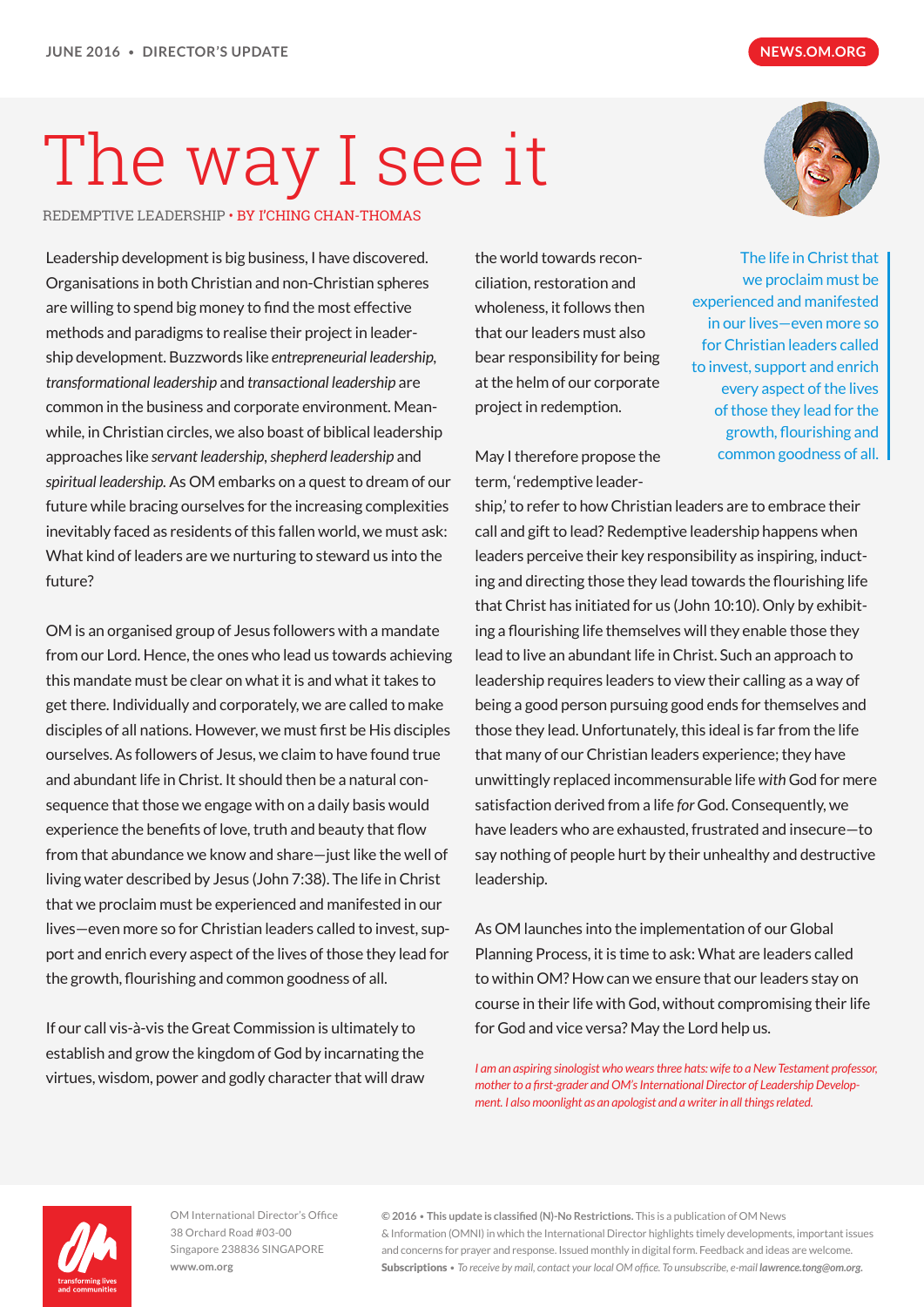JUNE 2016 • DIRECTOR'S UPDATE

NEWS.OM.ORG

# The way I see it

REDEMPTIVE LEADERSHIP • BY I'CHING CHAN-THOMAS

Leadership development is big business, I have discovered. Organisations in both Christian and non-Christian spheres are willing to spend big money to find the most effective methods and paradigms to realise their project in leadership development. Buzzwords like *entrepreneurial leadership, transformational leadership* and *transactional leadership* are common in the business and corporate environment. Meanwhile, in Christian circles, we also boast of biblical leadership approaches like *servant leadership, shepherd leadership* and *spiritual leadership.* As OM embarks on a quest to dream of our future while bracing ourselves for the increasing complexities inevitably faced as residents of this fallen world, we must ask: What kind of leaders are we nurturing to steward us into the future?

OM is an organised group of Jesus followers with a mandate from our Lord. Hence, the ones who lead us towards achieving this mandate must be clear on what it is and what it takes to get there. Individually and corporately, we are called to make disciples of all nations. However, we must first be His disciples ourselves. As followers of Jesus, we claim to have found true and abundant life in Christ. It should then be a natural consequence that those we engage with on a daily basis would experience the benefits of love, truth and beauty that flow from that abundance we know and share—just like the well of living water described by Jesus (John 7:38). The life in Christ that we proclaim must be experienced and manifested in our lives—even more so for Christian leaders called to invest, support and enrich every aspect of the lives of those they lead for the growth, flourishing and common goodness of all.

If our call vis-à-vis the Great Commission is ultimately to establish and grow the kingdom of God by incarnating the virtues, wisdom, power and godly character that will draw the world towards reconciliation, restoration and wholeness, it follows then that our leaders must also bear responsibility for being at the helm of our corporate project in redemption.

> The life in Christ that we proclaim must be experienced and manifested in our lives—even more so for Christian leaders called to invest, support and enrich every aspect of the lives of those they lead for the growth, flourishing and common goodness of all.

May I therefore propose the term, 'redemptive leadership,' to refer to how Christian leaders are to embrace their call and gift to lead? Redemptive leadership happens when leaders perceive their key responsibility as inspiring, inducting and directing those they lead towards the flourishing life that Christ has initiated for us (John 10:10). Only by exhibiting a flourishing life themselves will they enable those they lead to live an abundant life in Christ. Such an approach to leadership requires leaders to view their calling as a way of being a good person pursuing good ends for themselves and those they lead. Unfortunately, this ideal is far from the life that many of our Christian leaders experience; they have unwittingly replaced incommensurable life *with* God for mere satisfaction derived from a life *for* God. Consequently, we have leaders who are exhausted, frustrated and insecure—to say nothing of people hurt by their unhealthy and destructive leadership.

As OM launches into the implementation of our Global Planning Process, it is time to ask: What are leaders called to within OM? How can we ensure that our leaders stay on course in their life with God, without compromising their life for God and vice versa? May the Lord help us.

*I am an aspiring sinologist who wears three hats: wife to a New Testament professor, mother to a first-grader and OM's International Director of Leadership Development. I also moonlight as an apologist and a writer in all things related.*

OM transforming lives and communities

OM International Director's Office
38 Orchard Road #03-00
Singapore 238836 SINGAPORE
**www.om.org**

**© 2016 • This update is classified (N)-No Restrictions.** This is a publication of OM News & Information (OMNI) in which the International Director highlights timely developments, important issues and concerns for prayer and response. Issued monthly in digital form. Feedback and ideas are welcome.
**Subscriptions** • *To receive by mail, contact your local OM office. To unsubscribe, e-mail* ***lawrence.tong@om.org.***